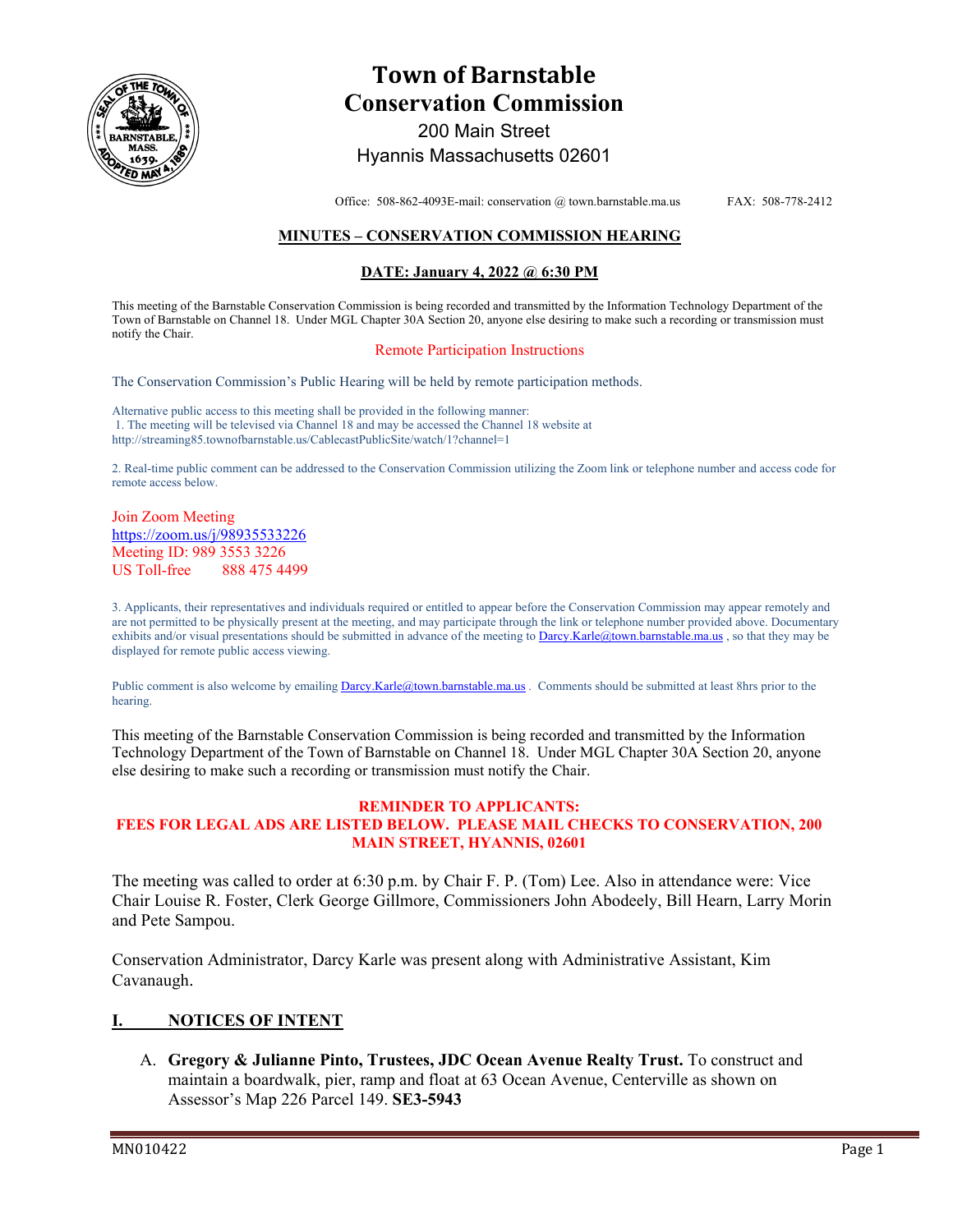# Town of Barnstable
# Conservation Commission

200 Main Street
Hyannis Massachusetts 02601

Office: 508-862-4093E-mail: conservation @ town.barnstable.ma.us FAX: 508-778-2412

**MINUTES – CONSERVATION COMMISSION HEARING**

**DATE: January 4, 2022 @ 6:30 PM**

This meeting of the Barnstable Conservation Commission is being recorded and transmitted by the Information Technology Department of the Town of Barnstable on Channel 18. Under MGL Chapter 30A Section 20, anyone else desiring to make such a recording or transmission must notify the Chair.

Remote Participation Instructions

The Conservation Commission's Public Hearing will be held by remote participation methods.

Alternative public access to this meeting shall be provided in the following manner:
1. The meeting will be televised via Channel 18 and may be accessed the Channel 18 website at http://streaming85.townofbarnstable.us/CablecastPublicSite/watch/1?channel=1

2. Real-time public comment can be addressed to the Conservation Commission utilizing the Zoom link or telephone number and access code for remote access below.

Join Zoom Meeting
https://zoom.us/j/98935533226
Meeting ID: 989 3553 3226
US Toll-free 888 475 4499

3. Applicants, their representatives and individuals required or entitled to appear before the Conservation Commission may appear remotely and are not permitted to be physically present at the meeting, and may participate through the link or telephone number provided above. Documentary exhibits and/or visual presentations should be submitted in advance of the meeting to Darcy.Karle@town.barnstable.ma.us , so that they may be displayed for remote public access viewing.

Public comment is also welcome by emailing Darcy.Karle@town.barnstable.ma.us . Comments should be submitted at least 8hrs prior to the hearing.

This meeting of the Barnstable Conservation Commission is being recorded and transmitted by the Information Technology Department of the Town of Barnstable on Channel 18. Under MGL Chapter 30A Section 20, anyone else desiring to make such a recording or transmission must notify the Chair.

**REMINDER TO APPLICANTS:**
**FEES FOR LEGAL ADS ARE LISTED BELOW. PLEASE MAIL CHECKS TO CONSERVATION, 200 MAIN STREET, HYANNIS, 02601**

The meeting was called to order at 6:30 p.m. by Chair F. P. (Tom) Lee. Also in attendance were: Vice Chair Louise R. Foster, Clerk George Gillmore, Commissioners John Abodeely, Bill Hearn, Larry Morin and Pete Sampou.

Conservation Administrator, Darcy Karle was present along with Administrative Assistant, Kim Cavanaugh.

## I. NOTICES OF INTENT

A. **Gregory & Julianne Pinto, Trustees, JDC Ocean Avenue Realty Trust.** To construct and maintain a boardwalk, pier, ramp and float at 63 Ocean Avenue, Centerville as shown on Assessor's Map 226 Parcel 149. **SE3-5943**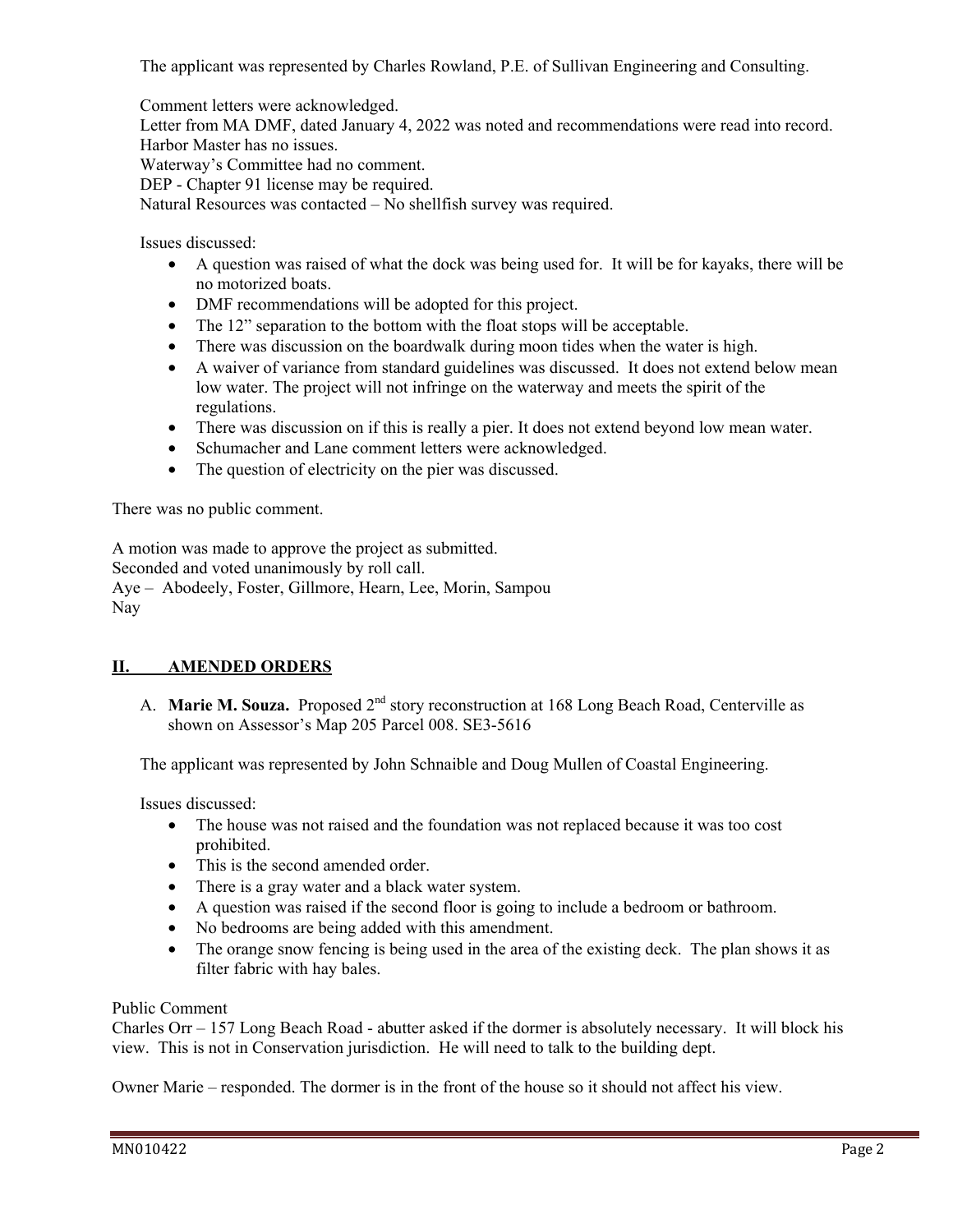The applicant was represented by Charles Rowland, P.E. of Sullivan Engineering and Consulting.

Comment letters were acknowledged.
Letter from MA DMF, dated January 4, 2022 was noted and recommendations were read into record.
Harbor Master has no issues.
Waterway's Committee had no comment.
DEP - Chapter 91 license may be required.
Natural Resources was contacted – No shellfish survey was required.

Issues discussed:

- A question was raised of what the dock was being used for. It will be for kayaks, there will be no motorized boats.
- DMF recommendations will be adopted for this project.
- The 12" separation to the bottom with the float stops will be acceptable.
- There was discussion on the boardwalk during moon tides when the water is high.
- A waiver of variance from standard guidelines was discussed. It does not extend below mean low water. The project will not infringe on the waterway and meets the spirit of the regulations.
- There was discussion on if this is really a pier. It does not extend beyond low mean water.
- Schumacher and Lane comment letters were acknowledged.
- The question of electricity on the pier was discussed.

There was no public comment.

A motion was made to approve the project as submitted.
Seconded and voted unanimously by roll call.
Aye – Abodeely, Foster, Gillmore, Hearn, Lee, Morin, Sampou
Nay

## II. AMENDED ORDERS

A. **Marie M. Souza.** Proposed 2nd story reconstruction at 168 Long Beach Road, Centerville as shown on Assessor's Map 205 Parcel 008. SE3-5616

The applicant was represented by John Schnaible and Doug Mullen of Coastal Engineering.

Issues discussed:

- The house was not raised and the foundation was not replaced because it was too cost prohibited.
- This is the second amended order.
- There is a gray water and a black water system.
- A question was raised if the second floor is going to include a bedroom or bathroom.
- No bedrooms are being added with this amendment.
- The orange snow fencing is being used in the area of the existing deck. The plan shows it as filter fabric with hay bales.

Public Comment
Charles Orr – 157 Long Beach Road - abutter asked if the dormer is absolutely necessary. It will block his view. This is not in Conservation jurisdiction. He will need to talk to the building dept.

Owner Marie – responded. The dormer is in the front of the house so it should not affect his view.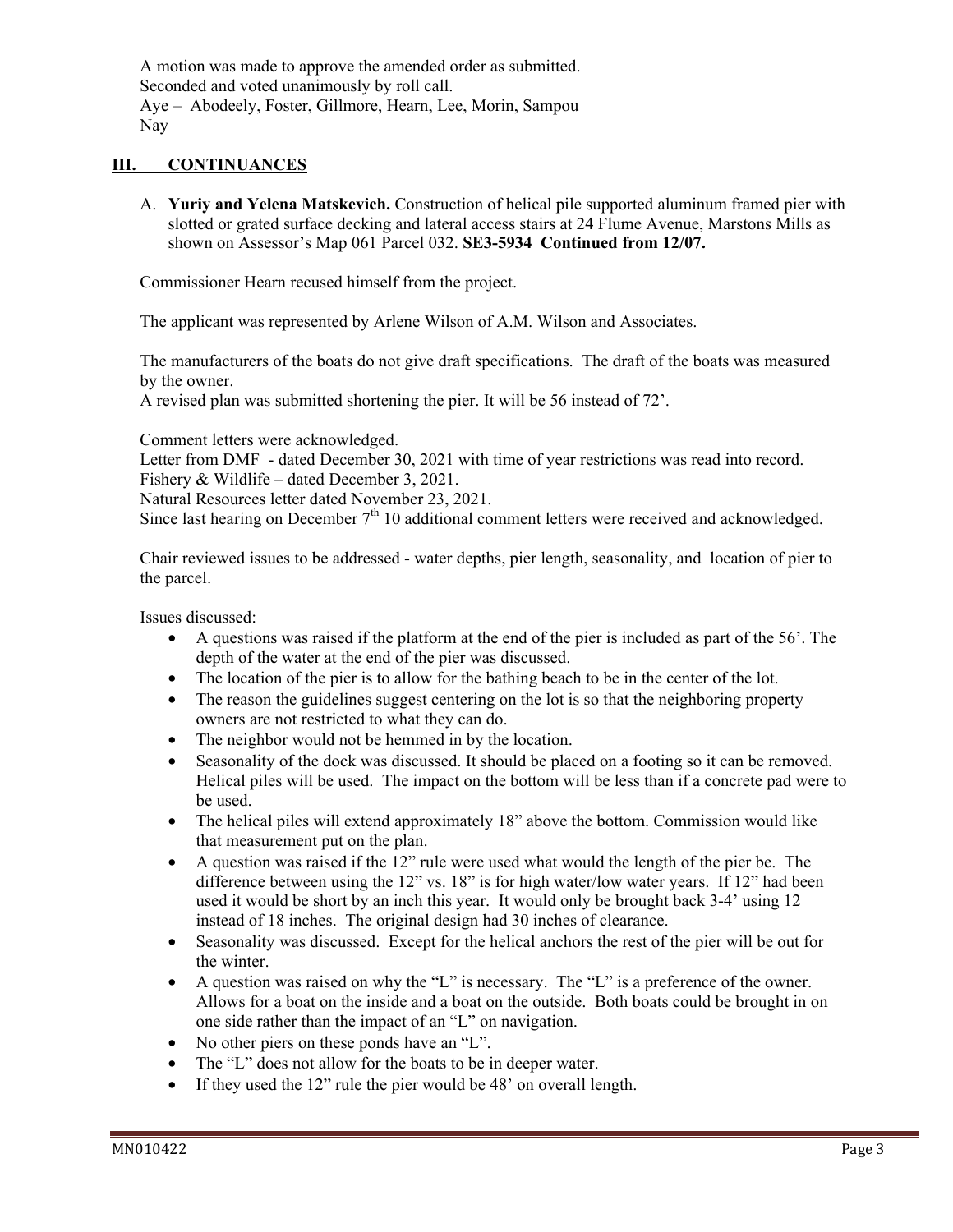A motion was made to approve the amended order as submitted.
Seconded and voted unanimously by roll call.
Aye – Abodeely, Foster, Gillmore, Hearn, Lee, Morin, Sampou
Nay

## III. CONTINUANCES

A. **Yuriy and Yelena Matskevich.** Construction of helical pile supported aluminum framed pier with slotted or grated surface decking and lateral access stairs at 24 Flume Avenue, Marstons Mills as shown on Assessor's Map 061 Parcel 032. **SE3-5934 Continued from 12/07.**

Commissioner Hearn recused himself from the project.

The applicant was represented by Arlene Wilson of A.M. Wilson and Associates.

The manufacturers of the boats do not give draft specifications. The draft of the boats was measured by the owner.
A revised plan was submitted shortening the pier. It will be 56 instead of 72'.

Comment letters were acknowledged.
Letter from DMF - dated December 30, 2021 with time of year restrictions was read into record.
Fishery & Wildlife – dated December 3, 2021.
Natural Resources letter dated November 23, 2021.
Since last hearing on December 7th 10 additional comment letters were received and acknowledged.

Chair reviewed issues to be addressed - water depths, pier length, seasonality, and location of pier to the parcel.

Issues discussed:

- A questions was raised if the platform at the end of the pier is included as part of the 56'. The depth of the water at the end of the pier was discussed.
- The location of the pier is to allow for the bathing beach to be in the center of the lot.
- The reason the guidelines suggest centering on the lot is so that the neighboring property owners are not restricted to what they can do.
- The neighbor would not be hemmed in by the location.
- Seasonality of the dock was discussed. It should be placed on a footing so it can be removed. Helical piles will be used. The impact on the bottom will be less than if a concrete pad were to be used.
- The helical piles will extend approximately 18" above the bottom. Commission would like that measurement put on the plan.
- A question was raised if the 12" rule were used what would the length of the pier be. The difference between using the 12" vs. 18" is for high water/low water years. If 12" had been used it would be short by an inch this year. It would only be brought back 3-4' using 12 instead of 18 inches. The original design had 30 inches of clearance.
- Seasonality was discussed. Except for the helical anchors the rest of the pier will be out for the winter.
- A question was raised on why the "L" is necessary. The "L" is a preference of the owner. Allows for a boat on the inside and a boat on the outside. Both boats could be brought in on one side rather than the impact of an "L" on navigation.
- No other piers on these ponds have an "L".
- The "L" does not allow for the boats to be in deeper water.
- If they used the 12" rule the pier would be 48' on overall length.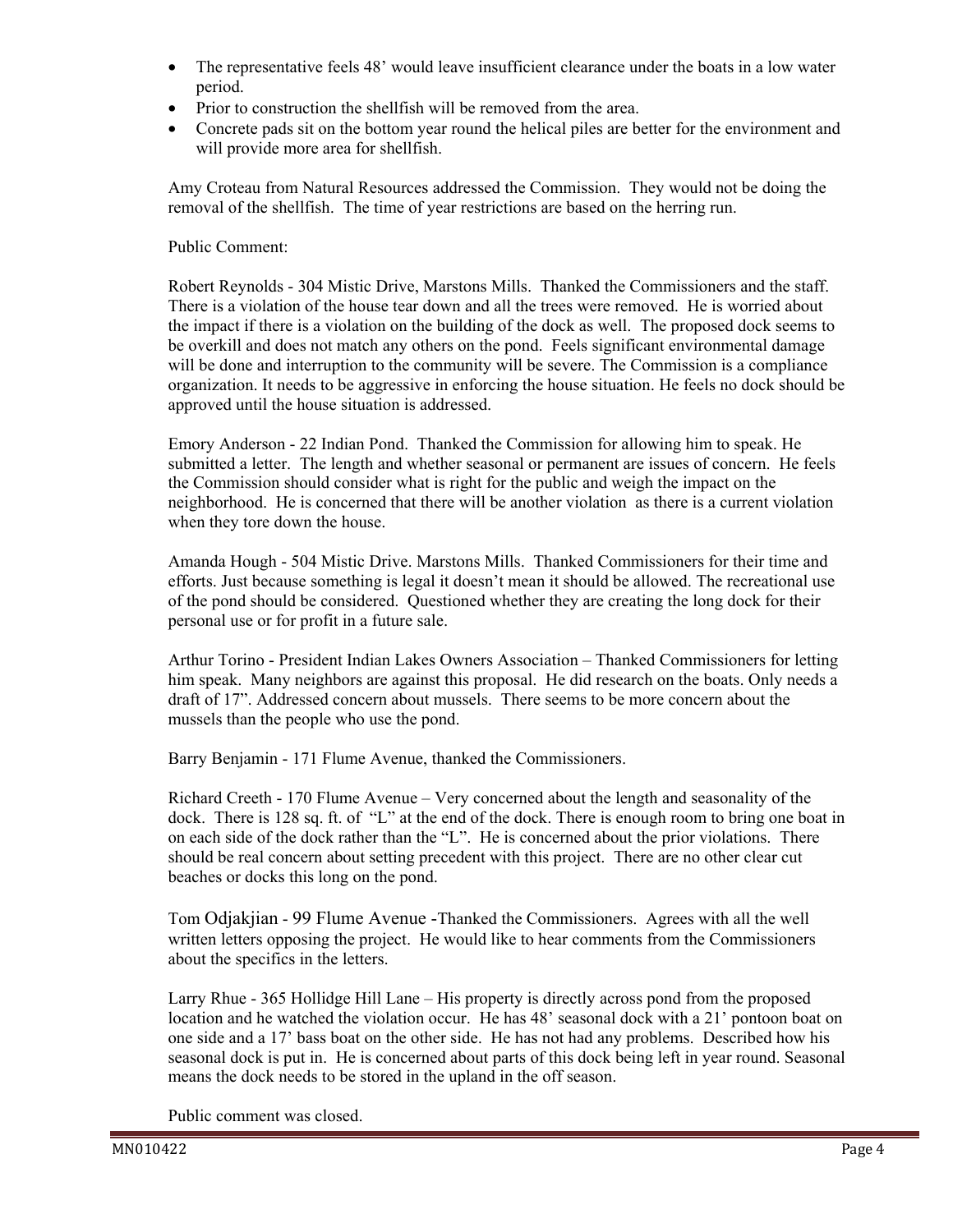- The representative feels 48' would leave insufficient clearance under the boats in a low water period.
- Prior to construction the shellfish will be removed from the area.
- Concrete pads sit on the bottom year round the helical piles are better for the environment and will provide more area for shellfish.

Amy Croteau from Natural Resources addressed the Commission. They would not be doing the removal of the shellfish. The time of year restrictions are based on the herring run.

Public Comment:

Robert Reynolds - 304 Mistic Drive, Marstons Mills. Thanked the Commissioners and the staff. There is a violation of the house tear down and all the trees were removed. He is worried about the impact if there is a violation on the building of the dock as well. The proposed dock seems to be overkill and does not match any others on the pond. Feels significant environmental damage will be done and interruption to the community will be severe. The Commission is a compliance organization. It needs to be aggressive in enforcing the house situation. He feels no dock should be approved until the house situation is addressed.

Emory Anderson - 22 Indian Pond. Thanked the Commission for allowing him to speak. He submitted a letter. The length and whether seasonal or permanent are issues of concern. He feels the Commission should consider what is right for the public and weigh the impact on the neighborhood. He is concerned that there will be another violation as there is a current violation when they tore down the house.

Amanda Hough - 504 Mistic Drive. Marstons Mills. Thanked Commissioners for their time and efforts. Just because something is legal it doesn't mean it should be allowed. The recreational use of the pond should be considered. Questioned whether they are creating the long dock for their personal use or for profit in a future sale.

Arthur Torino - President Indian Lakes Owners Association – Thanked Commissioners for letting him speak. Many neighbors are against this proposal. He did research on the boats. Only needs a draft of 17". Addressed concern about mussels. There seems to be more concern about the mussels than the people who use the pond.

Barry Benjamin - 171 Flume Avenue, thanked the Commissioners.

Richard Creeth - 170 Flume Avenue – Very concerned about the length and seasonality of the dock. There is 128 sq. ft. of "L" at the end of the dock. There is enough room to bring one boat in on each side of the dock rather than the "L". He is concerned about the prior violations. There should be real concern about setting precedent with this project. There are no other clear cut beaches or docks this long on the pond.

Tom Odjakjian - 99 Flume Avenue -Thanked the Commissioners. Agrees with all the well written letters opposing the project. He would like to hear comments from the Commissioners about the specifics in the letters.

Larry Rhue - 365 Hollidge Hill Lane – His property is directly across pond from the proposed location and he watched the violation occur. He has 48' seasonal dock with a 21' pontoon boat on one side and a 17' bass boat on the other side. He has not had any problems. Described how his seasonal dock is put in. He is concerned about parts of this dock being left in year round. Seasonal means the dock needs to be stored in the upland in the off season.

Public comment was closed.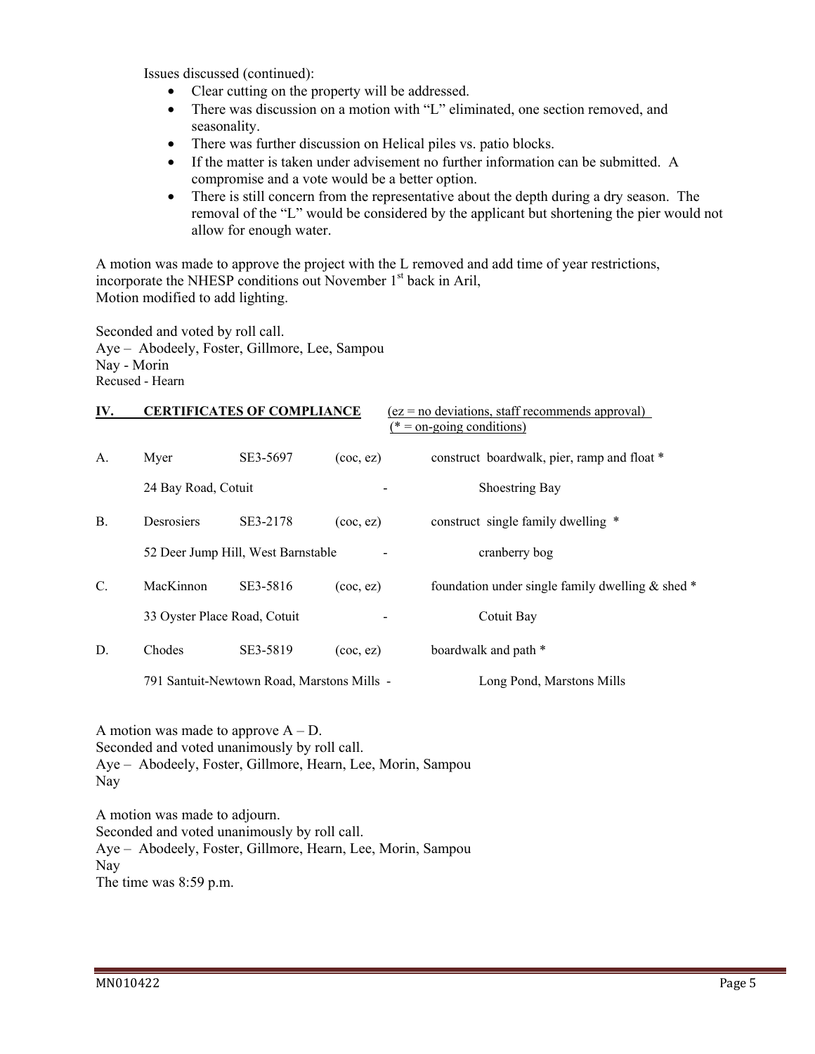Issues discussed (continued):

- Clear cutting on the property will be addressed.
- There was discussion on a motion with "L" eliminated, one section removed, and seasonality.
- There was further discussion on Helical piles vs. patio blocks.
- If the matter is taken under advisement no further information can be submitted. A compromise and a vote would be a better option.
- There is still concern from the representative about the depth during a dry season. The removal of the "L" would be considered by the applicant but shortening the pier would not allow for enough water.

A motion was made to approve the project with the L removed and add time of year restrictions, incorporate the NHESP conditions out November 1st back in Aril,
Motion modified to add lighting.

Seconded and voted by roll call.
Aye – Abodeely, Foster, Gillmore, Lee, Sampou
Nay - Morin
Recused - Hearn

**IV. CERTIFICATES OF COMPLIANCE** (ez = no deviations, staff recommends approval) (* = on-going conditions)

| | | | | |
|---|---|---|---|---|
| A. | Myer | SE3-5697 | (coc, ez) | construct boardwalk, pier, ramp and float * |
| | 24 Bay Road, Cotuit | | - | Shoestring Bay |
| B. | Desrosiers | SE3-2178 | (coc, ez) | construct single family dwelling * |
| | 52 Deer Jump Hill, West Barnstable | | - | cranberry bog |
| C. | MacKinnon | SE3-5816 | (coc, ez) | foundation under single family dwelling & shed * |
| | 33 Oyster Place Road, Cotuit | | - | Cotuit Bay |
| D. | Chodes | SE3-5819 | (coc, ez) | boardwalk and path * |
| | 791 Santuit-Newtown Road, Marstons Mills | | - | Long Pond, Marstons Mills |

A motion was made to approve A – D.
Seconded and voted unanimously by roll call.
Aye – Abodeely, Foster, Gillmore, Hearn, Lee, Morin, Sampou
Nay

A motion was made to adjourn.
Seconded and voted unanimously by roll call.
Aye – Abodeely, Foster, Gillmore, Hearn, Lee, Morin, Sampou
Nay
The time was 8:59 p.m.